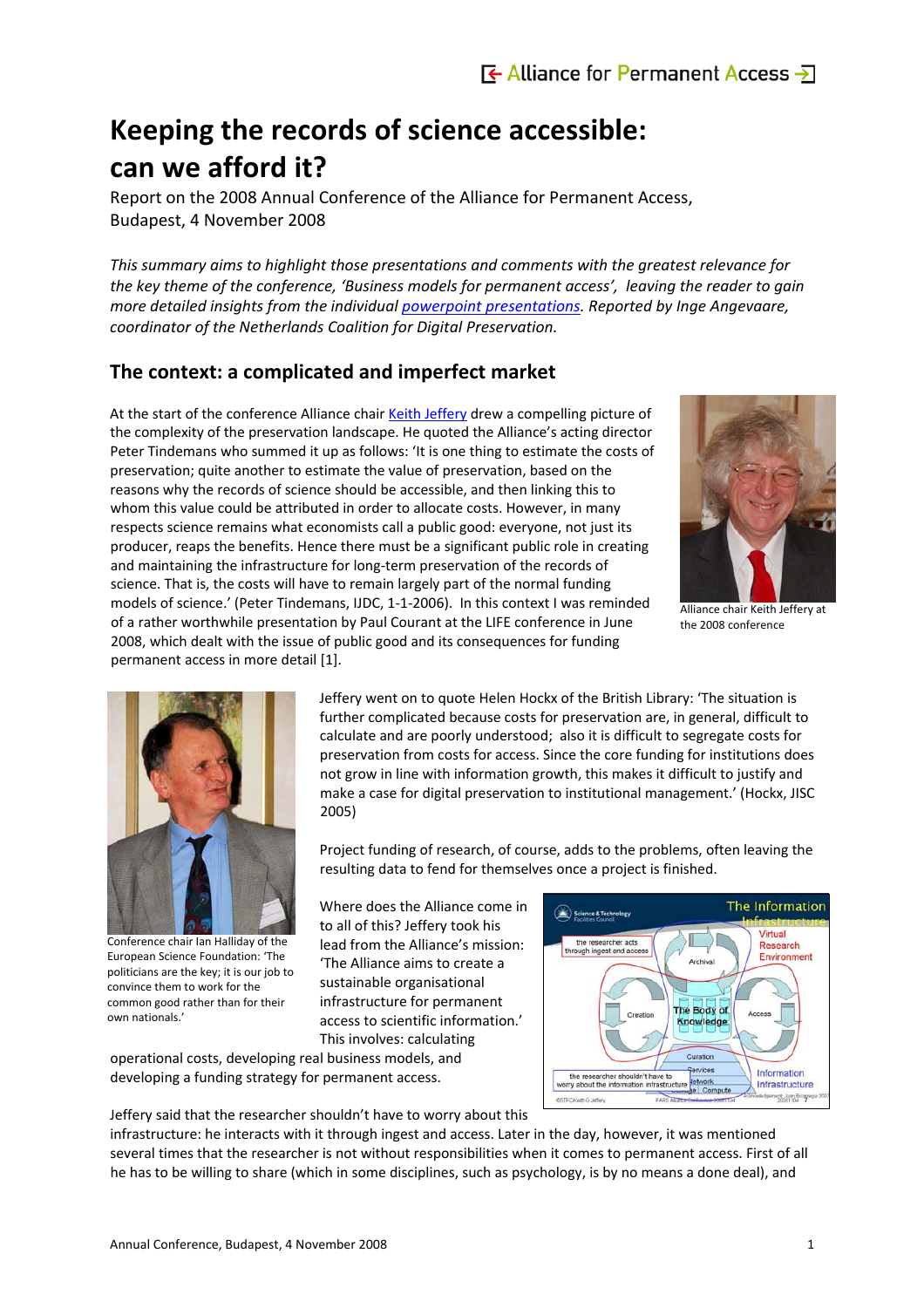# Keeping the records of science accessible: can we afford it?

Report on the 2008 Annual Conference of the Alliance for Permanent Access, Budapest, 4 November 2008

*This summary aims to highlight those presentations and comments with the greatest relevance for the key theme of the conference, 'Business models for permanent access', leaving the reader to gain more detailed insights from the individual powerpoint presentations. Reported by Inge Angevaare, coordinator of the Netherlands Coalition for Digital Preservation.*

## The context: a complicated and imperfect market

At the start of the conference Alliance chair Keith Jeffery drew a compelling picture of the complexity of the preservation landscape. He quoted the Alliance's acting director Peter Tindemans who summed it up as follows: 'It is one thing to estimate the costs of preservation; quite another to estimate the value of preservation, based on the reasons why the records of science should be accessible, and then linking this to whom this value could be attributed in order to allocate costs. However, in many respects science remains what economists call a public good: everyone, not just its producer, reaps the benefits. Hence there must be a significant public role in creating and maintaining the infrastructure for long-term preservation of the records of science. That is, the costs will have to remain largely part of the normal funding models of science.' (Peter Tindemans, IJDC, 1-1-2006). In this context I was reminded of a rather worthwhile presentation by Paul Courant at the LIFE conference in June 2008, which dealt with the issue of public good and its consequences for funding permanent access in more detail [1].

Alliance chair Keith Jeffery at the 2008 conference

Conference chair Ian Halliday of the European Science Foundation: 'The politicians are the key; it is our job to convince them to work for the common good rather than for their own nationals.'

Jeffery went on to quote Helen Hockx of the British Library: 'The situation is further complicated because costs for preservation are, in general, difficult to calculate and are poorly understood; also it is difficult to segregate costs for preservation from costs for access. Since the core funding for institutions does not grow in line with information growth, this makes it difficult to justify and make a case for digital preservation to institutional management.' (Hockx, JISC 2005)

Project funding of research, of course, adds to the problems, often leaving the resulting data to fend for themselves once a project is finished.

Where does the Alliance come in to all of this? Jeffery took his lead from the Alliance's mission: 'The Alliance aims to create a sustainable organisational infrastructure for permanent access to scientific information.' This involves: calculating operational costs, developing real business models, and developing a funding strategy for permanent access.

Jeffery said that the researcher shouldn't have to worry about this infrastructure: he interacts with it through ingest and access. Later in the day, however, it was mentioned several times that the researcher is not without responsibilities when it comes to permanent access. First of all he has to be willing to share (which in some disciplines, such as psychology, is by no means a done deal), and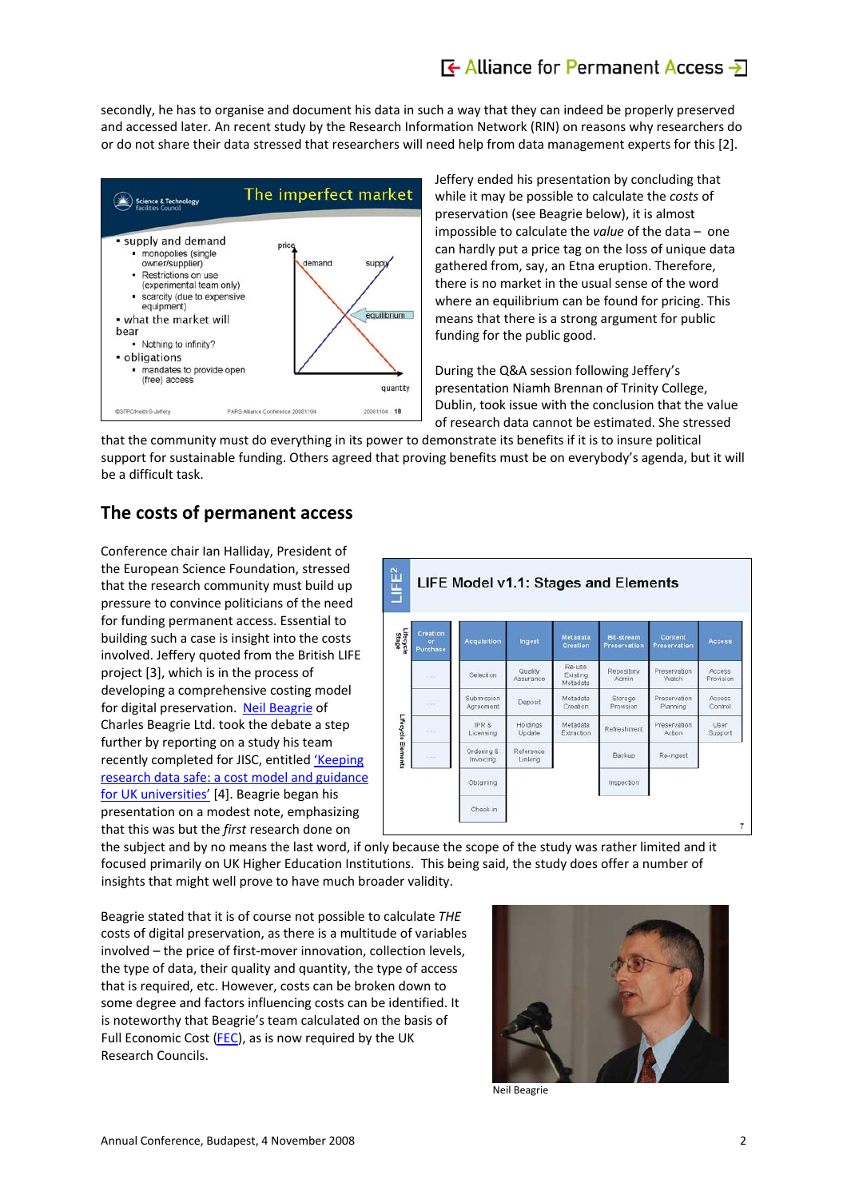secondly, he has to organise and document his data in such a way that they can indeed be properly preserved and accessed later. An recent study by the Research Information Network (RIN) on reasons why researchers do or do not share their data stressed that researchers will need help from data management experts for this [2].

Jeffery ended his presentation by concluding that while it may be possible to calculate the *costs* of preservation (see Beagrie below), it is almost impossible to calculate the *value* of the data – one can hardly put a price tag on the loss of unique data gathered from, say, an Etna eruption. Therefore, there is no market in the usual sense of the word where an equilibrium can be found for pricing. This means that there is a strong argument for public funding for the public good.

During the Q&A session following Jeffery's presentation Niamh Brennan of Trinity College, Dublin, took issue with the conclusion that the value of research data cannot be estimated. She stressed that the community must do everything in its power to demonstrate its benefits if it is to insure political support for sustainable funding. Others agreed that proving benefits must be on everybody's agenda, but it will be a difficult task.

## The costs of permanent access

Conference chair Ian Halliday, President of the European Science Foundation, stressed that the research community must build up pressure to convince politicians of the need for funding permanent access. Essential to building such a case is insight into the costs involved. Jeffery quoted from the British LIFE project [3], which is in the process of developing a comprehensive costing model for digital preservation. Neil Beagrie of Charles Beagrie Ltd. took the debate a step further by reporting on a study his team recently completed for JISC, entitled 'Keeping research data safe: a cost model and guidance for UK universities' [4]. Beagrie began his presentation on a modest note, emphasizing that this was but the *first* research done on the subject and by no means the last word, if only because the scope of the study was rather limited and it focused primarily on UK Higher Education Institutions. This being said, the study does offer a number of insights that might well prove to have much broader validity.

Beagrie stated that it is of course not possible to calculate *THE* costs of digital preservation, as there is a multitude of variables involved – the price of first-mover innovation, collection levels, the type of data, their quality and quantity, the type of access that is required, etc. However, costs can be broken down to some degree and factors influencing costs can be identified. It is noteworthy that Beagrie's team calculated on the basis of Full Economic Cost (FEC), as is now required by the UK Research Councils.

Neil Beagrie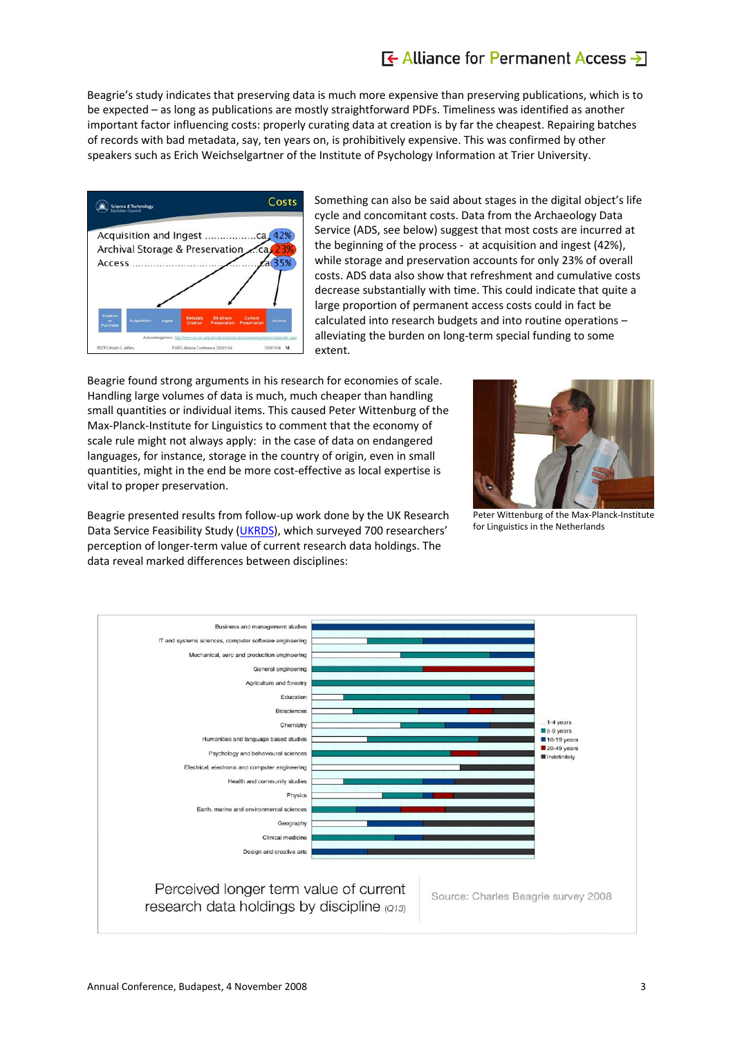Beagrie's study indicates that preserving data is much more expensive than preserving publications, which is to be expected – as long as publications are mostly straightforward PDFs. Timeliness was identified as another important factor influencing costs: properly curating data at creation is by far the cheapest. Repairing batches of records with bad metadata, say, ten years on, is prohibitively expensive. This was confirmed by other speakers such as Erich Weichselgartner of the Institute of Psychology Information at Trier University.

Something can also be said about stages in the digital object's life cycle and concomitant costs. Data from the Archaeology Data Service (ADS, see below) suggest that most costs are incurred at the beginning of the process - at acquisition and ingest (42%), while storage and preservation accounts for only 23% of overall costs. ADS data also show that refreshment and cumulative costs decrease substantially with time. This could indicate that quite a large proportion of permanent access costs could in fact be calculated into research budgets and into routine operations – alleviating the burden on long-term special funding to some extent.

Beagrie found strong arguments in his research for economies of scale. Handling large volumes of data is much, much cheaper than handling small quantities or individual items. This caused Peter Wittenburg of the Max-Planck-Institute for Linguistics to comment that the economy of scale rule might not always apply: in the case of data on endangered languages, for instance, storage in the country of origin, even in small quantities, might in the end be more cost-effective as local expertise is vital to proper preservation.

Peter Wittenburg of the Max-Planck-Institute for Linguistics in the Netherlands

Beagrie presented results from follow-up work done by the UK Research Data Service Feasibility Study (UKRDS), which surveyed 700 researchers' perception of longer-term value of current research data holdings. The data reveal marked differences between disciplines:

Perceived longer term value of current research data holdings by discipline (Q13)

Source: Charles Beagrie survey 2008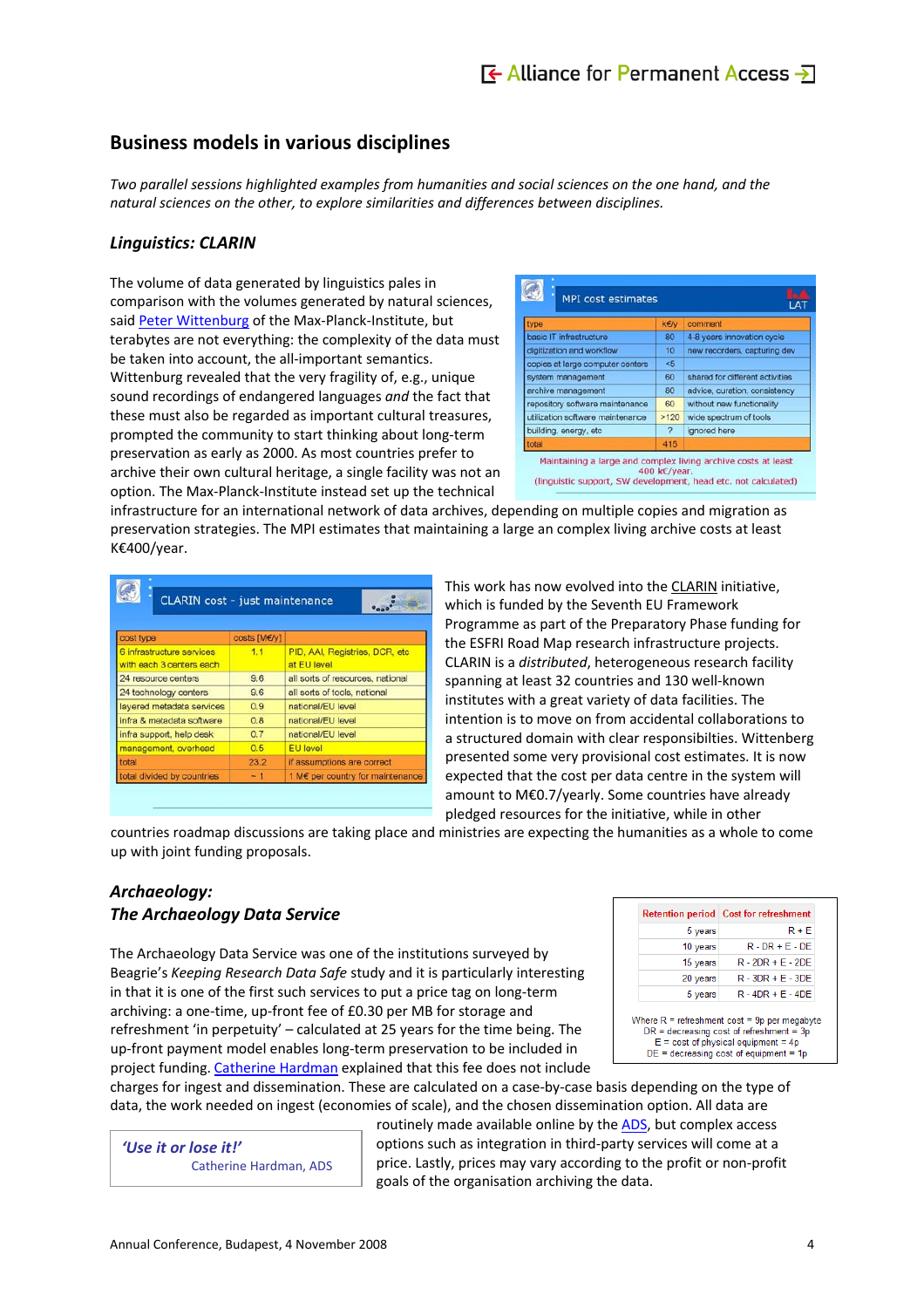## Business models in various disciplines

*Two parallel sessions highlighted examples from humanities and social sciences on the one hand, and the natural sciences on the other, to explore similarities and differences between disciplines.*

### *Linguistics: CLARIN*

The volume of data generated by linguistics pales in comparison with the volumes generated by natural sciences, said Peter Wittenburg of the Max-Planck-Institute, but terabytes are not everything: the complexity of the data must be taken into account, the all-important semantics. Wittenburg revealed that the very fragility of, e.g., unique sound recordings of endangered languages *and* the fact that these must also be regarded as important cultural treasures, prompted the community to start thinking about long-term preservation as early as 2000. As most countries prefer to archive their own cultural heritage, a single facility was not an option. The Max-Planck-Institute instead set up the technical infrastructure for an international network of data archives, depending on multiple copies and migration as preservation strategies. The MPI estimates that maintaining a large an complex living archive costs at least K€400/year.

MPI cost estimates

| type | K€/y | comment |
| --- | --- | --- |
| basic IT infrastructure | 80 | 4-8 years innovation cycle |
| digitization and workflow | 10 | new recorders, capturing dev |
| copies at large computer centers | <5 | |
| system management | 60 | shared for different activities |
| archive management | 80 | advice, curation, consistency |
| repository software maintenance | 60 | without new functionality |
| utilization software maintenance | >120 | wide spectrum of tools |
| building, energy, etc | ? | ignored here |
| total | 415 | |

Maintaining a large and complex living archive costs at least 400 k€/year. (linguistic support, SW development, head etc. not calculated)

CLARIN cost - just maintenance

| cost type | costs [M€/y] | |
| --- | --- | --- |
| 6 infrastructure services with each 3 centers each | 1.1 | PID, AAI, Registries, DCR, etc at EU level |
| 24 resource centers | 9.6 | all sorts of resources, national |
| 24 technology centers | 9.6 | all sorts of tools, national |
| layered metadata services | 0.9 | national/EU level |
| infra & metadata software | 0.8 | national/EU level |
| infra support, help desk | 0.7 | national/EU level |
| management, overhead | 0.5 | EU level |
| total | 23.2 | if assumptions are correct |
| total divided by countries | ~ 1 | 1 M€ per country for maintenance |

This work has now evolved into the CLARIN initiative, which is funded by the Seventh EU Framework Programme as part of the Preparatory Phase funding for the ESFRI Road Map research infrastructure projects. CLARIN is a *distributed*, heterogeneous research facility spanning at least 32 countries and 130 well-known institutes with a great variety of data facilities. The intention is to move on from accidental collaborations to a structured domain with clear responsibilities. Wittenburg presented some very provisional cost estimates. It is now expected that the cost per data centre in the system will amount to M€0.7/yearly. Some countries have already pledged resources for the initiative, while in other countries roadmap discussions are taking place and ministries are expecting the humanities as a whole to come up with joint funding proposals.

### *Archaeology: The Archaeology Data Service*

The Archaeology Data Service was one of the institutions surveyed by Beagrie's *Keeping Research Data Safe* study and it is particularly interesting in that it is one of the first such services to put a price tag on long-term archiving: a one-time, up-front fee of £0.30 per MB for storage and refreshment 'in perpetuity' – calculated at 25 years for the time being. The up-front payment model enables long-term preservation to be included in project funding. Catherine Hardman explained that this fee does not include charges for ingest and dissemination. These are calculated on a case-by-case basis depending on the type of data, the work needed on ingest (economies of scale), and the chosen dissemination option. All data are routinely made available online by the ADS, but complex access options such as integration in third-party services will come at a price. Lastly, prices may vary according to the profit or non-profit goals of the organisation archiving the data.

| Retention period | Cost for refreshment |
| --- | --- |
| 5 years | R + E |
| 10 years | R - DR + E - DE |
| 15 years | R - 2DR + E - 2DE |
| 20 years | R - 3DR + E - 3DE |
| 5 years | R - 4DR + E - 4DE |

Where R = refreshment cost = 9p per megabyte
DR = decreasing cost of refreshment = 3p
E = cost of physical equipment = 4p
DE = decreasing cost of equipment = 1p

> ***'Use it or lose it!'***
> Catherine Hardman, ADS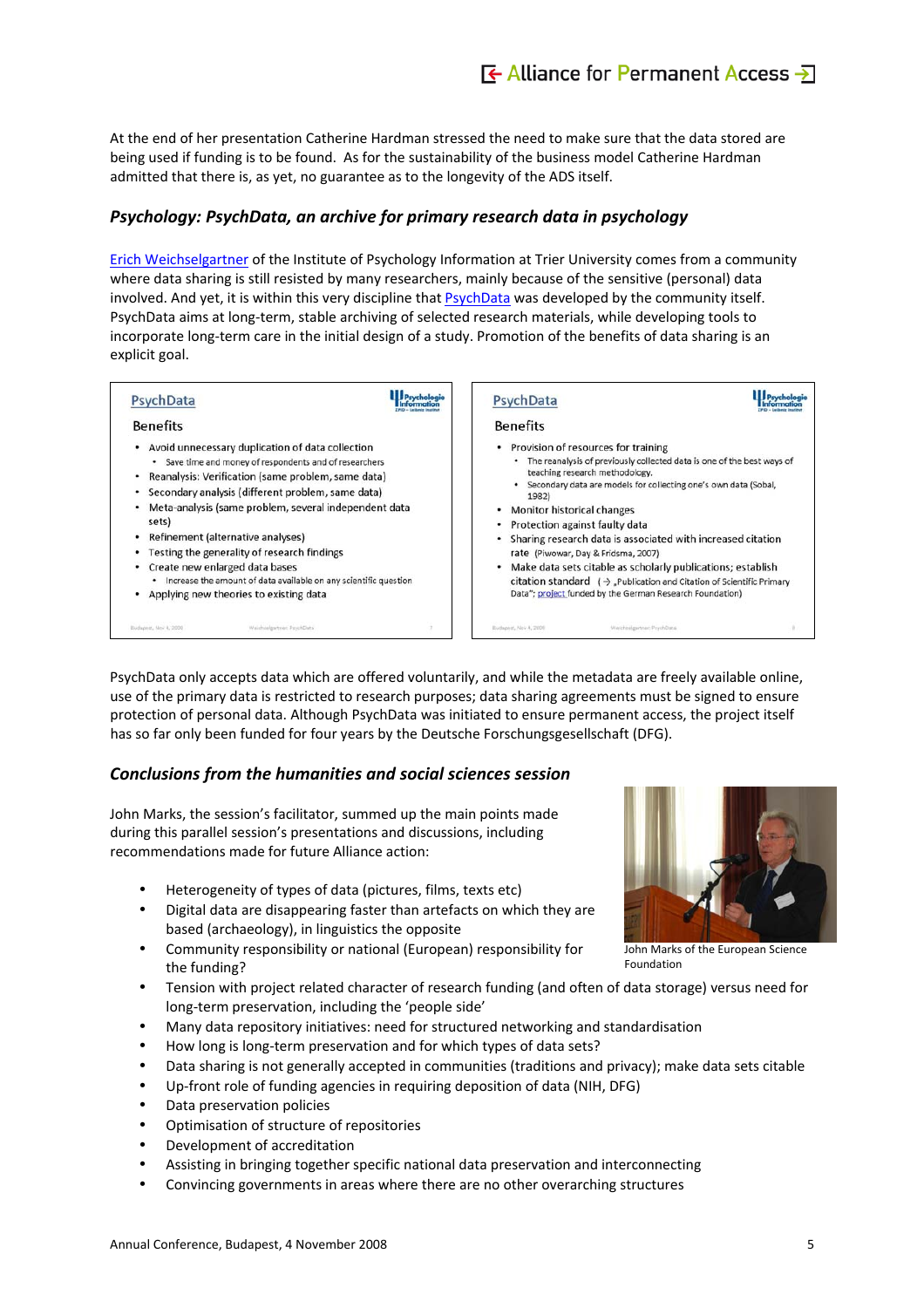At the end of her presentation Catherine Hardman stressed the need to make sure that the data stored are being used if funding is to be found. As for the sustainability of the business model Catherine Hardman admitted that there is, as yet, no guarantee as to the longevity of the ADS itself.

### *Psychology: PsychData, an archive for primary research data in psychology*

Erich Weichselgartner of the Institute of Psychology Information at Trier University comes from a community where data sharing is still resisted by many researchers, mainly because of the sensitive (personal) data involved. And yet, it is within this very discipline that PsychData was developed by the community itself. PsychData aims at long-term, stable archiving of selected research materials, while developing tools to incorporate long-term care in the initial design of a study. Promotion of the benefits of data sharing is an explicit goal.

PsychData

Benefits

- Avoid unnecessary duplication of data collection
  - Save time and money of respondents and of researchers
- Reanalysis: Verification (same problem, same data)
- Secondary analysis (different problem, same data)
- Meta-analysis (same problem, several independent data sets)
- Refinement (alternative analyses)
- Testing the generality of research findings
- Create new enlarged data bases
  - Increase the amount of data available on any scientific question
- Applying new theories to existing data

PsychData

Benefits

- Provision of resources for training
  - The reanalysis of previously collected data is one of the best ways of teaching research methodology.
  - Secondary data are models for collecting one's own data (Sobal, 1982)
- Monitor historical changes
- Protection against faulty data
- Sharing research data is associated with increased citation rate (Piwowar, Day & Fridsma, 2007)
- Make data sets citable as scholarly publications; establish citation standard (→ „Publication and Citation of Scientific Primary Data"; project funded by the German Research Foundation)

PsychData only accepts data which are offered voluntarily, and while the metadata are freely available online, use of the primary data is restricted to research purposes; data sharing agreements must be signed to ensure protection of personal data. Although PsychData was initiated to ensure permanent access, the project itself has so far only been funded for four years by the Deutsche Forschungsgesellschaft (DFG).

### *Conclusions from the humanities and social sciences session*

John Marks, the session's facilitator, summed up the main points made during this parallel session's presentations and discussions, including recommendations made for future Alliance action:

John Marks of the European Science Foundation

- Heterogeneity of types of data (pictures, films, texts etc)
- Digital data are disappearing faster than artefacts on which they are based (archaeology), in linguistics the opposite
- Community responsibility or national (European) responsibility for the funding?
- Tension with project related character of research funding (and often of data storage) versus need for long-term preservation, including the 'people side'
- Many data repository initiatives: need for structured networking and standardisation
- How long is long-term preservation and for which types of data sets?
- Data sharing is not generally accepted in communities (traditions and privacy); make data sets citable
- Up-front role of funding agencies in requiring deposition of data (NIH, DFG)
- Data preservation policies
- Optimisation of structure of repositories
- Development of accreditation
- Assisting in bringing together specific national data preservation and interconnecting
- Convincing governments in areas where there are no other overarching structures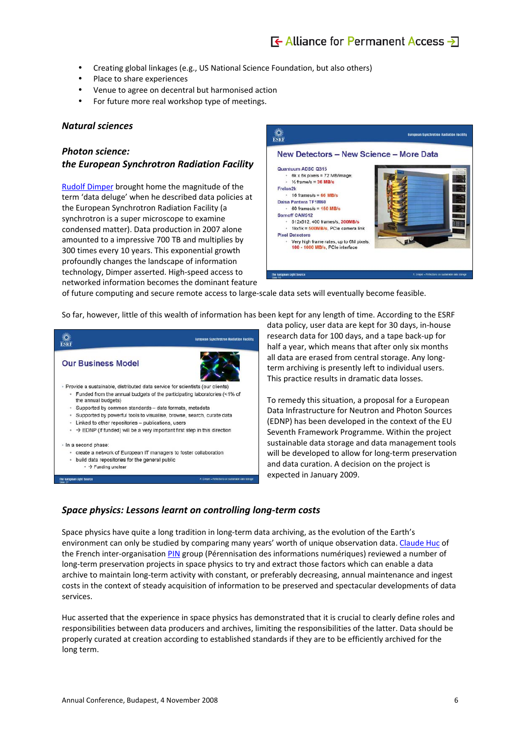- Creating global linkages (e.g., US National Science Foundation, but also others)
- Place to share experiences
- Venue to agree on decentral but harmonised action
- For future more real workshop type of meetings.

### *Natural sciences*

#### *Photon science: the European Synchrotron Radiation Facility*

Rudolf Dimper brought home the magnitude of the term 'data deluge' when he described data policies at the European Synchrotron Radiation Facility (a synchrotron is a super microscope to examine condensed matter). Data production in 2007 alone amounted to a impressive 700 TB and multiplies by 300 times every 10 years. This exponential growth profoundly changes the landscape of information technology, Dimper asserted. High-speed access to networked information becomes the dominant feature of future computing and secure remote access to large-scale data sets will eventually become feasible.

So far, however, little of this wealth of information has been kept for any length of time. According to the ESRF data policy, user data are kept for 30 days, in-house research data for 100 days, and a tape back-up for half a year, which means that after only six months all data are erased from central storage. Any long-term archiving is presently left to individual users. This practice results in dramatic data losses.

To remedy this situation, a proposal for a European Data Infrastructure for Neutron and Photon Sources (EDNP) has been developed in the context of the EU Seventh Framework Programme. Within the project sustainable data storage and data management tools will be developed to allow for long-term preservation and data curation. A decision on the project is expected in January 2009.

#### *Space physics: Lessons learnt on controlling long-term costs*

Space physics have quite a long tradition in long-term data archiving, as the evolution of the Earth's environment can only be studied by comparing many years' worth of unique observation data. Claude Huc of the French inter-organisation PIN group (Pérennisation des informations numériques) reviewed a number of long-term preservation projects in space physics to try and extract those factors which can enable a data archive to maintain long-term activity with constant, or preferably decreasing, annual maintenance and ingest costs in the context of steady acquisition of information to be preserved and spectacular developments of data services.

Huc asserted that the experience in space physics has demonstrated that it is crucial to clearly define roles and responsibilities between data producers and archives, limiting the responsibilities of the latter. Data should be properly curated at creation according to established standards if they are to be efficiently archived for the long term.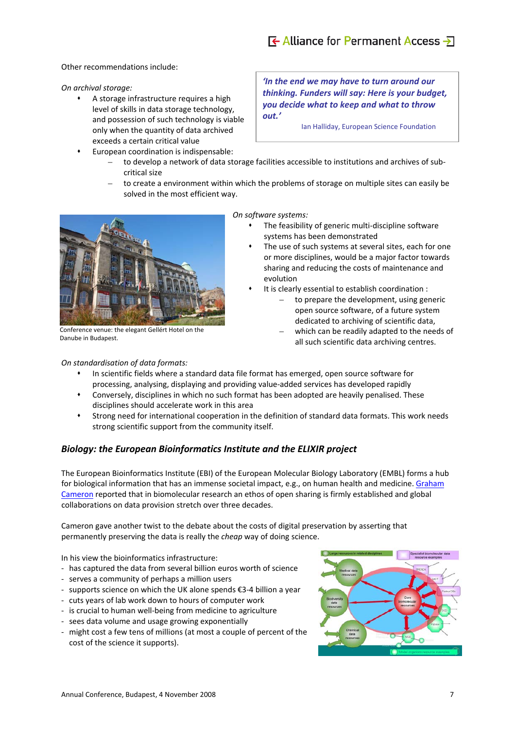Other recommendations include:

> *'In the end we may have to turn around our thinking. Funders will say: Here is your budget, you decide what to keep and what to throw out.'*
>
> Ian Halliday, European Science Foundation

*On archival storage:*

- A storage infrastructure requires a high level of skills in data storage technology, and possession of such technology is viable only when the quantity of data archived exceeds a certain critical value
- European coordination is indispensable:
  - to develop a network of data storage facilities accessible to institutions and archives of sub-critical size
  - to create a environment within which the problems of storage on multiple sites can easily be solved in the most efficient way.

Conference venue: the elegant Gellért Hotel on the Danube in Budapest.

*On software systems:*

- The feasibility of generic multi-discipline software systems has been demonstrated
- The use of such systems at several sites, each for one or more disciplines, would be a major factor towards sharing and reducing the costs of maintenance and evolution
- It is clearly essential to establish coordination :
  - to prepare the development, using generic open source software, of a future system dedicated to archiving of scientific data,
  - which can be readily adapted to the needs of all such scientific data archiving centres.

*On standardisation of data formats:*

- In scientific fields where a standard data file format has emerged, open source software for processing, analysing, displaying and providing value-added services has developed rapidly
- Conversely, disciplines in which no such format has been adopted are heavily penalised. These disciplines should accelerate work in this area
- Strong need for international cooperation in the definition of standard data formats. This work needs strong scientific support from the community itself.

### *Biology: the European Bioinformatics Institute and the ELIXIR project*

The European Bioinformatics Institute (EBI) of the European Molecular Biology Laboratory (EMBL) forms a hub for biological information that has an immense societal impact, e.g., on human health and medicine. Graham Cameron reported that in biomolecular research an ethos of open sharing is firmly established and global collaborations on data provision stretch over three decades.

Cameron gave another twist to the debate about the costs of digital preservation by asserting that permanently preserving the data is really the *cheap* way of doing science.

In his view the bioinformatics infrastructure:

- has captured the data from several billion euros worth of science
- serves a community of perhaps a million users
- supports science on which the UK alone spends €3-4 billion a year
- cuts years of lab work down to hours of computer work
- is crucial to human well-being from medicine to agriculture
- sees data volume and usage growing exponentially
- might cost a few tens of millions (at most a couple of percent of the cost of the science it supports).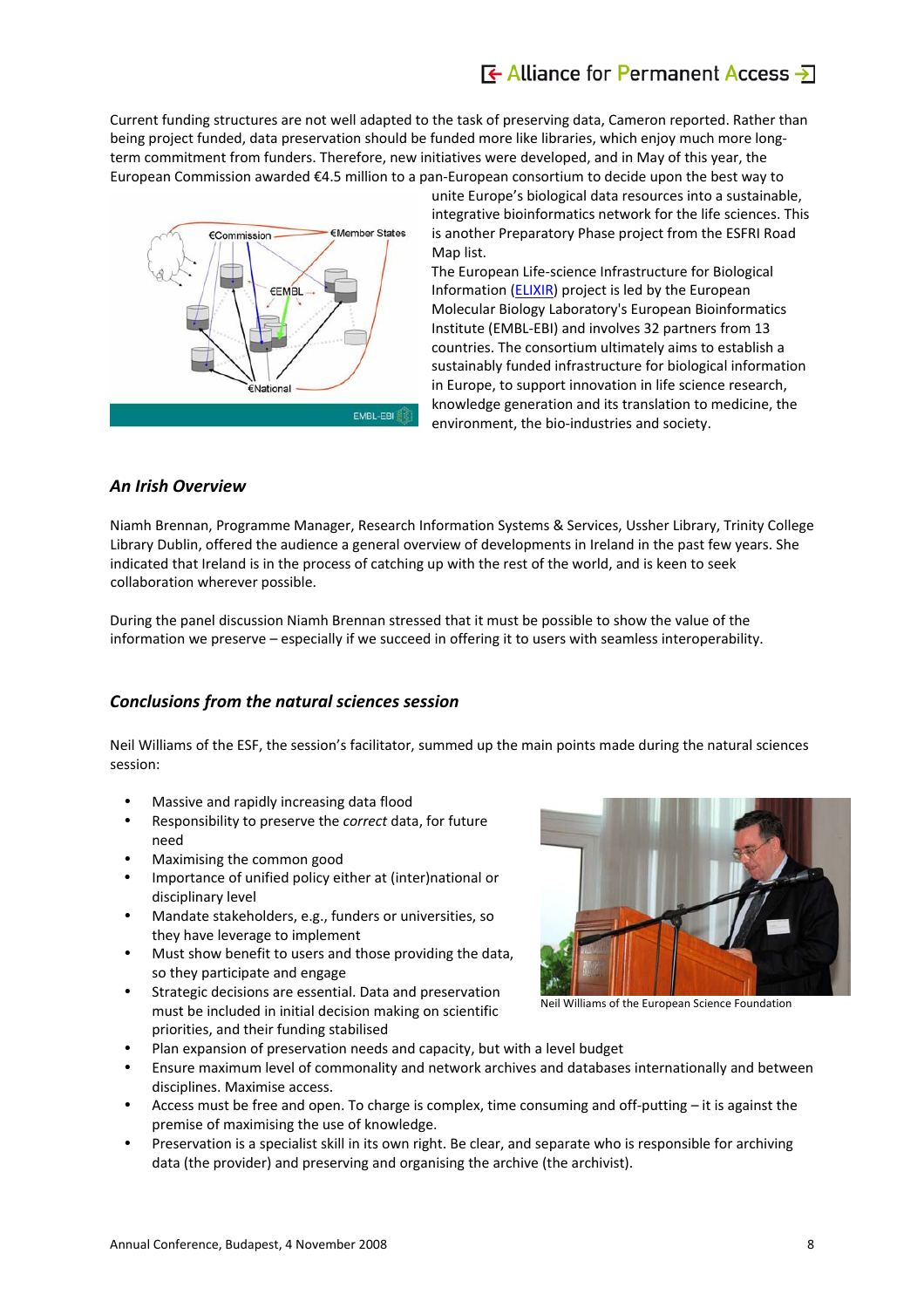Current funding structures are not well adapted to the task of preserving data, Cameron reported. Rather than being project funded, data preservation should be funded more like libraries, which enjoy much more long-term commitment from funders. Therefore, new initiatives were developed, and in May of this year, the European Commission awarded €4.5 million to a pan-European consortium to decide upon the best way to unite Europe's biological data resources into a sustainable, integrative bioinformatics network for the life sciences. This is another Preparatory Phase project from the ESFRI Road Map list.

The European Life-science Infrastructure for Biological Information (ELIXIR) project is led by the European Molecular Biology Laboratory's European Bioinformatics Institute (EMBL-EBI) and involves 32 partners from 13 countries. The consortium ultimately aims to establish a sustainably funded infrastructure for biological information in Europe, to support innovation in life science research, knowledge generation and its translation to medicine, the environment, the bio-industries and society.

## An Irish Overview

Niamh Brennan, Programme Manager, Research Information Systems & Services, Ussher Library, Trinity College Library Dublin, offered the audience a general overview of developments in Ireland in the past few years. She indicated that Ireland is in the process of catching up with the rest of the world, and is keen to seek collaboration wherever possible.

During the panel discussion Niamh Brennan stressed that it must be possible to show the value of the information we preserve – especially if we succeed in offering it to users with seamless interoperability.

## Conclusions from the natural sciences session

Neil Williams of the ESF, the session's facilitator, summed up the main points made during the natural sciences session:

- Massive and rapidly increasing data flood
- Responsibility to preserve the *correct* data, for future need
- Maximising the common good
- Importance of unified policy either at (inter)national or disciplinary level
- Mandate stakeholders, e.g., funders or universities, so they have leverage to implement
- Must show benefit to users and those providing the data, so they participate and engage
- Strategic decisions are essential. Data and preservation must be included in initial decision making on scientific priorities, and their funding stabilised
- Plan expansion of preservation needs and capacity, but with a level budget
- Ensure maximum level of commonality and network archives and databases internationally and between disciplines. Maximise access.
- Access must be free and open. To charge is complex, time consuming and off-putting – it is against the premise of maximising the use of knowledge.
- Preservation is a specialist skill in its own right. Be clear, and separate who is responsible for archiving data (the provider) and preserving and organising the archive (the archivist).

Neil Williams of the European Science Foundation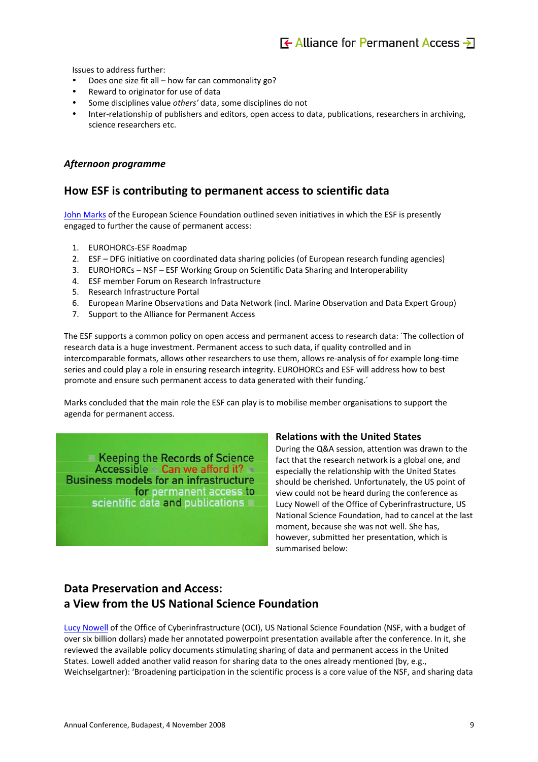Issues to address further:

- Does one size fit all – how far can commonality go?
- Reward to originator for use of data
- Some disciplines value *others'* data, some disciplines do not
- Inter-relationship of publishers and editors, open access to data, publications, researchers in archiving, science researchers etc.

### *Afternoon programme*

## How ESF is contributing to permanent access to scientific data

John Marks of the European Science Foundation outlined seven initiatives in which the ESF is presently engaged to further the cause of permanent access:

1. EUROHORCs-ESF Roadmap
2. ESF – DFG initiative on coordinated data sharing policies (of European research funding agencies)
3. EUROHORCs – NSF – ESF Working Group on Scientific Data Sharing and Interoperability
4. ESF member Forum on Research Infrastructure
5. Research Infrastructure Portal
6. European Marine Observations and Data Network (incl. Marine Observation and Data Expert Group)
7. Support to the Alliance for Permanent Access

The ESF supports a common policy on open access and permanent access to research data: ´The collection of research data is a huge investment. Permanent access to such data, if quality controlled and in intercomparable formats, allows other researchers to use them, allows re-analysis of for example long-time series and could play a role in ensuring research integrity. EUROHORCs and ESF will address how to best promote and ensure such permanent access to data generated with their funding.´

Marks concluded that the main role the ESF can play is to mobilise member organisations to support the agenda for permanent access.

Keeping the Records of Science Accessible Can we afford it? Business models for an infrastructure for permanent access to scientific data and publications

### Relations with the United States

During the Q&A session, attention was drawn to the fact that the research network is a global one, and especially the relationship with the United States should be cherished. Unfortunately, the US point of view could not be heard during the conference as Lucy Nowell of the Office of Cyberinfrastructure, US National Science Foundation, had to cancel at the last moment, because she was not well. She has, however, submitted her presentation, which is summarised below:

## Data Preservation and Access: a View from the US National Science Foundation

Lucy Nowell of the Office of Cyberinfrastructure (OCI), US National Science Foundation (NSF, with a budget of over six billion dollars) made her annotated powerpoint presentation available after the conference. In it, she reviewed the available policy documents stimulating sharing of data and permanent access in the United States. Lowell added another valid reason for sharing data to the ones already mentioned (by, e.g., Weichselgartner): 'Broadening participation in the scientific process is a core value of the NSF, and sharing data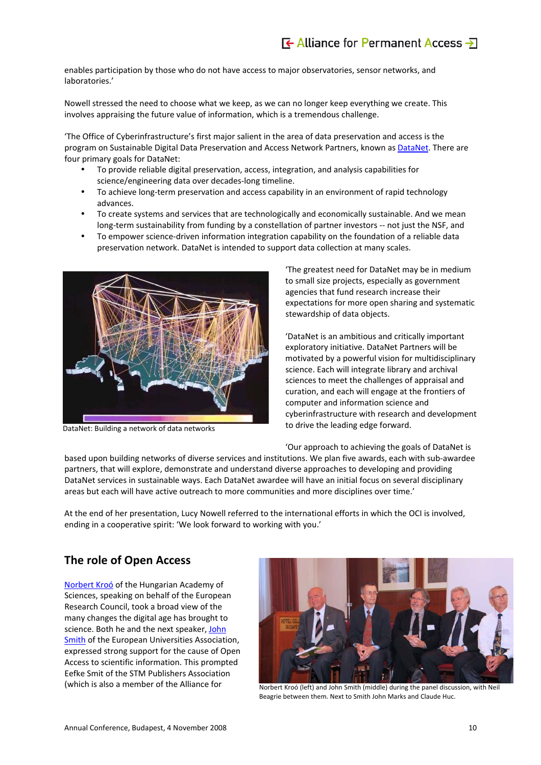enables participation by those who do not have access to major observatories, sensor networks, and laboratories.'

Nowell stressed the need to choose what we keep, as we can no longer keep everything we create. This involves appraising the future value of information, which is a tremendous challenge.

'The Office of Cyberinfrastructure's first major salient in the area of data preservation and access is the program on Sustainable Digital Data Preservation and Access Network Partners, known as DataNet. There are four primary goals for DataNet:

- To provide reliable digital preservation, access, integration, and analysis capabilities for science/engineering data over decades-long timeline.
- To achieve long-term preservation and access capability in an environment of rapid technology advances.
- To create systems and services that are technologically and economically sustainable. And we mean long-term sustainability from funding by a constellation of partner investors -- not just the NSF, and
- To empower science-driven information integration capability on the foundation of a reliable data preservation network. DataNet is intended to support data collection at many scales.

DataNet: Building a network of data networks

'The greatest need for DataNet may be in medium to small size projects, especially as government agencies that fund research increase their expectations for more open sharing and systematic stewardship of data objects.

'DataNet is an ambitious and critically important exploratory initiative. DataNet Partners will be motivated by a powerful vision for multidisciplinary science. Each will integrate library and archival sciences to meet the challenges of appraisal and curation, and each will engage at the frontiers of computer and information science and cyberinfrastructure with research and development to drive the leading edge forward.

'Our approach to achieving the goals of DataNet is based upon building networks of diverse services and institutions. We plan five awards, each with sub-awardee partners, that will explore, demonstrate and understand diverse approaches to developing and providing DataNet services in sustainable ways. Each DataNet awardee will have an initial focus on several disciplinary areas but each will have active outreach to more communities and more disciplines over time.'

At the end of her presentation, Lucy Nowell referred to the international efforts in which the OCI is involved, ending in a cooperative spirit: 'We look forward to working with you.'

## The role of Open Access

Norbert Kroó of the Hungarian Academy of Sciences, speaking on behalf of the European Research Council, took a broad view of the many changes the digital age has brought to science. Both he and the next speaker, John Smith of the European Universities Association, expressed strong support for the cause of Open Access to scientific information. This prompted Eefke Smit of the STM Publishers Association (which is also a member of the Alliance for

Norbert Kroó (left) and John Smith (middle) during the panel discussion, with Neil Beagrie between them. Next to Smith John Marks and Claude Huc.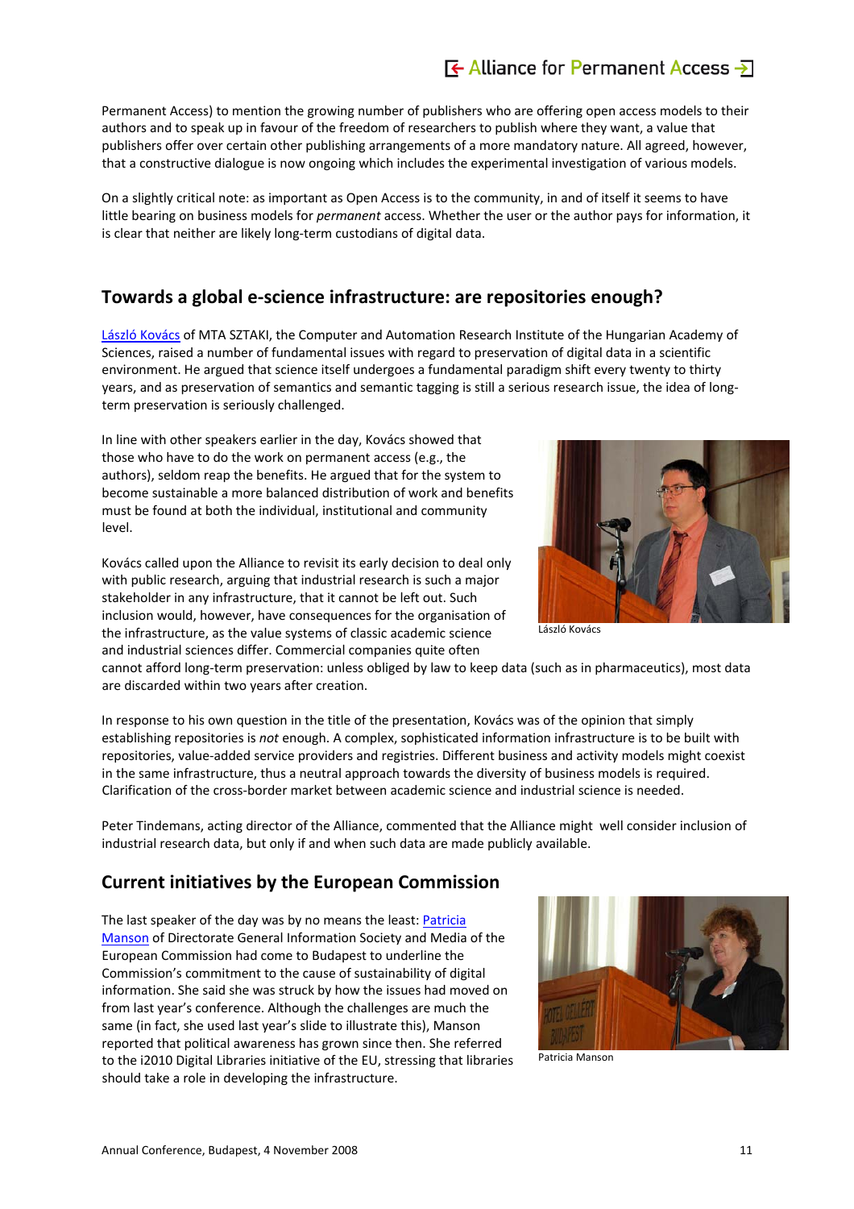Permanent Access) to mention the growing number of publishers who are offering open access models to their authors and to speak up in favour of the freedom of researchers to publish where they want, a value that publishers offer over certain other publishing arrangements of a more mandatory nature. All agreed, however, that a constructive dialogue is now ongoing which includes the experimental investigation of various models.

On a slightly critical note: as important as Open Access is to the community, in and of itself it seems to have little bearing on business models for *permanent* access. Whether the user or the author pays for information, it is clear that neither are likely long-term custodians of digital data.

## Towards a global e-science infrastructure: are repositories enough?

László Kovács of MTA SZTAKI, the Computer and Automation Research Institute of the Hungarian Academy of Sciences, raised a number of fundamental issues with regard to preservation of digital data in a scientific environment. He argued that science itself undergoes a fundamental paradigm shift every twenty to thirty years, and as preservation of semantics and semantic tagging is still a serious research issue, the idea of long-term preservation is seriously challenged.

In line with other speakers earlier in the day, Kovács showed that those who have to do the work on permanent access (e.g., the authors), seldom reap the benefits. He argued that for the system to become sustainable a more balanced distribution of work and benefits must be found at both the individual, institutional and community level.

Kovács called upon the Alliance to revisit its early decision to deal only with public research, arguing that industrial research is such a major stakeholder in any infrastructure, that it cannot be left out. Such inclusion would, however, have consequences for the organisation of the infrastructure, as the value systems of classic academic science and industrial sciences differ. Commercial companies quite often cannot afford long-term preservation: unless obliged by law to keep data (such as in pharmaceutics), most data are discarded within two years after creation.

László Kovács

In response to his own question in the title of the presentation, Kovács was of the opinion that simply establishing repositories is *not* enough. A complex, sophisticated information infrastructure is to be built with repositories, value-added service providers and registries. Different business and activity models might coexist in the same infrastructure, thus a neutral approach towards the diversity of business models is required. Clarification of the cross-border market between academic science and industrial science is needed.

Peter Tindemans, acting director of the Alliance, commented that the Alliance might well consider inclusion of industrial research data, but only if and when such data are made publicly available.

## Current initiatives by the European Commission

The last speaker of the day was by no means the least: Patricia Manson of Directorate General Information Society and Media of the European Commission had come to Budapest to underline the Commission's commitment to the cause of sustainability of digital information. She said she was struck by how the issues had moved on from last year's conference. Although the challenges are much the same (in fact, she used last year's slide to illustrate this), Manson reported that political awareness has grown since then. She referred to the i2010 Digital Libraries initiative of the EU, stressing that libraries should take a role in developing the infrastructure.

Patricia Manson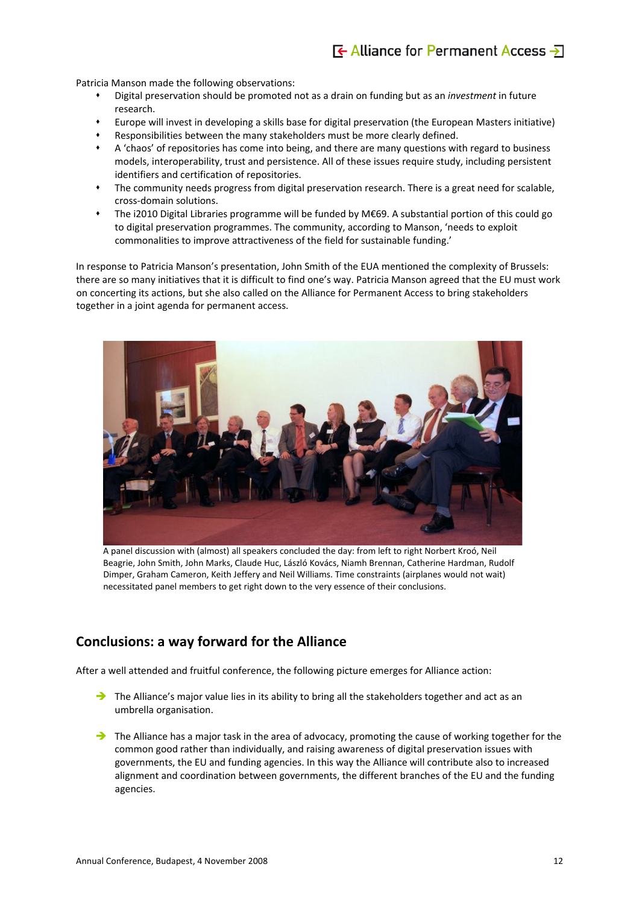Patricia Manson made the following observations:

- Digital preservation should be promoted not as a drain on funding but as an *investment* in future research.
- Europe will invest in developing a skills base for digital preservation (the European Masters initiative)
- Responsibilities between the many stakeholders must be more clearly defined.
- A 'chaos' of repositories has come into being, and there are many questions with regard to business models, interoperability, trust and persistence. All of these issues require study, including persistent identifiers and certification of repositories.
- The community needs progress from digital preservation research. There is a great need for scalable, cross-domain solutions.
- The i2010 Digital Libraries programme will be funded by M€69. A substantial portion of this could go to digital preservation programmes. The community, according to Manson, 'needs to exploit commonalities to improve attractiveness of the field for sustainable funding.'

In response to Patricia Manson's presentation, John Smith of the EUA mentioned the complexity of Brussels: there are so many initiatives that it is difficult to find one's way. Patricia Manson agreed that the EU must work on concerting its actions, but she also called on the Alliance for Permanent Access to bring stakeholders together in a joint agenda for permanent access.

A panel discussion with (almost) all speakers concluded the day: from left to right Norbert Kroó, Neil Beagrie, John Smith, John Marks, Claude Huc, László Kovács, Niamh Brennan, Catherine Hardman, Rudolf Dimper, Graham Cameron, Keith Jeffery and Neil Williams. Time constraints (airplanes would not wait) necessitated panel members to get right down to the very essence of their conclusions.

## Conclusions: a way forward for the Alliance

After a well attended and fruitful conference, the following picture emerges for Alliance action:

- The Alliance's major value lies in its ability to bring all the stakeholders together and act as an umbrella organisation.

- The Alliance has a major task in the area of advocacy, promoting the cause of working together for the common good rather than individually, and raising awareness of digital preservation issues with governments, the EU and funding agencies. In this way the Alliance will contribute also to increased alignment and coordination between governments, the different branches of the EU and the funding agencies.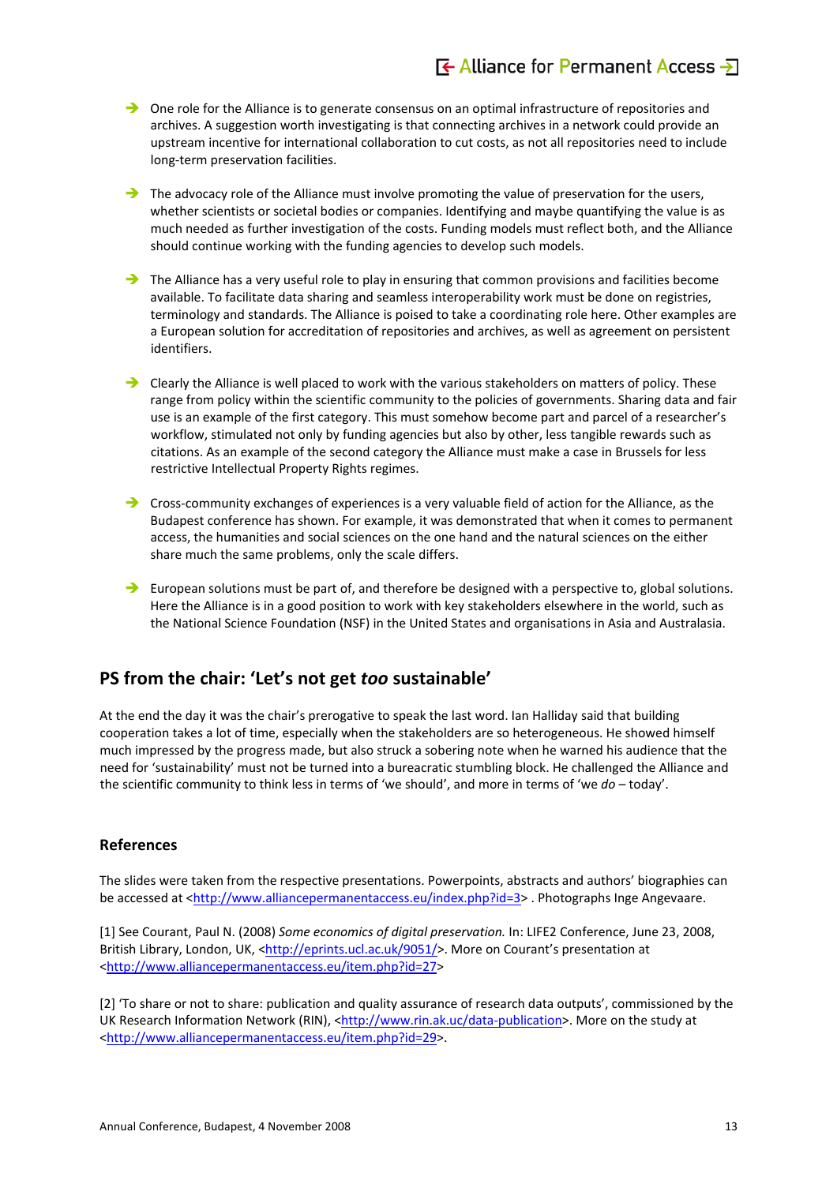- One role for the Alliance is to generate consensus on an optimal infrastructure of repositories and archives. A suggestion worth investigating is that connecting archives in a network could provide an upstream incentive for international collaboration to cut costs, as not all repositories need to include long-term preservation facilities.

- The advocacy role of the Alliance must involve promoting the value of preservation for the users, whether scientists or societal bodies or companies. Identifying and maybe quantifying the value is as much needed as further investigation of the costs. Funding models must reflect both, and the Alliance should continue working with the funding agencies to develop such models.

- The Alliance has a very useful role to play in ensuring that common provisions and facilities become available. To facilitate data sharing and seamless interoperability work must be done on registries, terminology and standards. The Alliance is poised to take a coordinating role here. Other examples are a European solution for accreditation of repositories and archives, as well as agreement on persistent identifiers.

- Clearly the Alliance is well placed to work with the various stakeholders on matters of policy. These range from policy within the scientific community to the policies of governments. Sharing data and fair use is an example of the first category. This must somehow become part and parcel of a researcher's workflow, stimulated not only by funding agencies but also by other, less tangible rewards such as citations. As an example of the second category the Alliance must make a case in Brussels for less restrictive Intellectual Property Rights regimes.

- Cross-community exchanges of experiences is a very valuable field of action for the Alliance, as the Budapest conference has shown. For example, it was demonstrated that when it comes to permanent access, the humanities and social sciences on the one hand and the natural sciences on the either share much the same problems, only the scale differs.

- European solutions must be part of, and therefore be designed with a perspective to, global solutions. Here the Alliance is in a good position to work with key stakeholders elsewhere in the world, such as the National Science Foundation (NSF) in the United States and organisations in Asia and Australasia.

## PS from the chair: 'Let's not get *too* sustainable'

At the end the day it was the chair's prerogative to speak the last word. Ian Halliday said that building cooperation takes a lot of time, especially when the stakeholders are so heterogeneous. He showed himself much impressed by the progress made, but also struck a sobering note when he warned his audience that the need for 'sustainability' must not be turned into a bureacratic stumbling block. He challenged the Alliance and the scientific community to think less in terms of 'we should', and more in terms of 'we *do* – today'.

### References

The slides were taken from the respective presentations. Powerpoints, abstracts and authors' biographies can be accessed at <http://www.alliancepermanentaccess.eu/index.php?id=3> . Photographs Inge Angevaare.

[1] See Courant, Paul N. (2008) *Some economics of digital preservation.* In: LIFE2 Conference, June 23, 2008, British Library, London, UK, <http://eprints.ucl.ac.uk/9051/>. More on Courant's presentation at <http://www.alliancepermanentaccess.eu/item.php?id=27>

[2] 'To share or not to share: publication and quality assurance of research data outputs', commissioned by the UK Research Information Network (RIN), <http://www.rin.ak.uc/data-publication>. More on the study at <http://www.alliancepermanentaccess.eu/item.php?id=29>.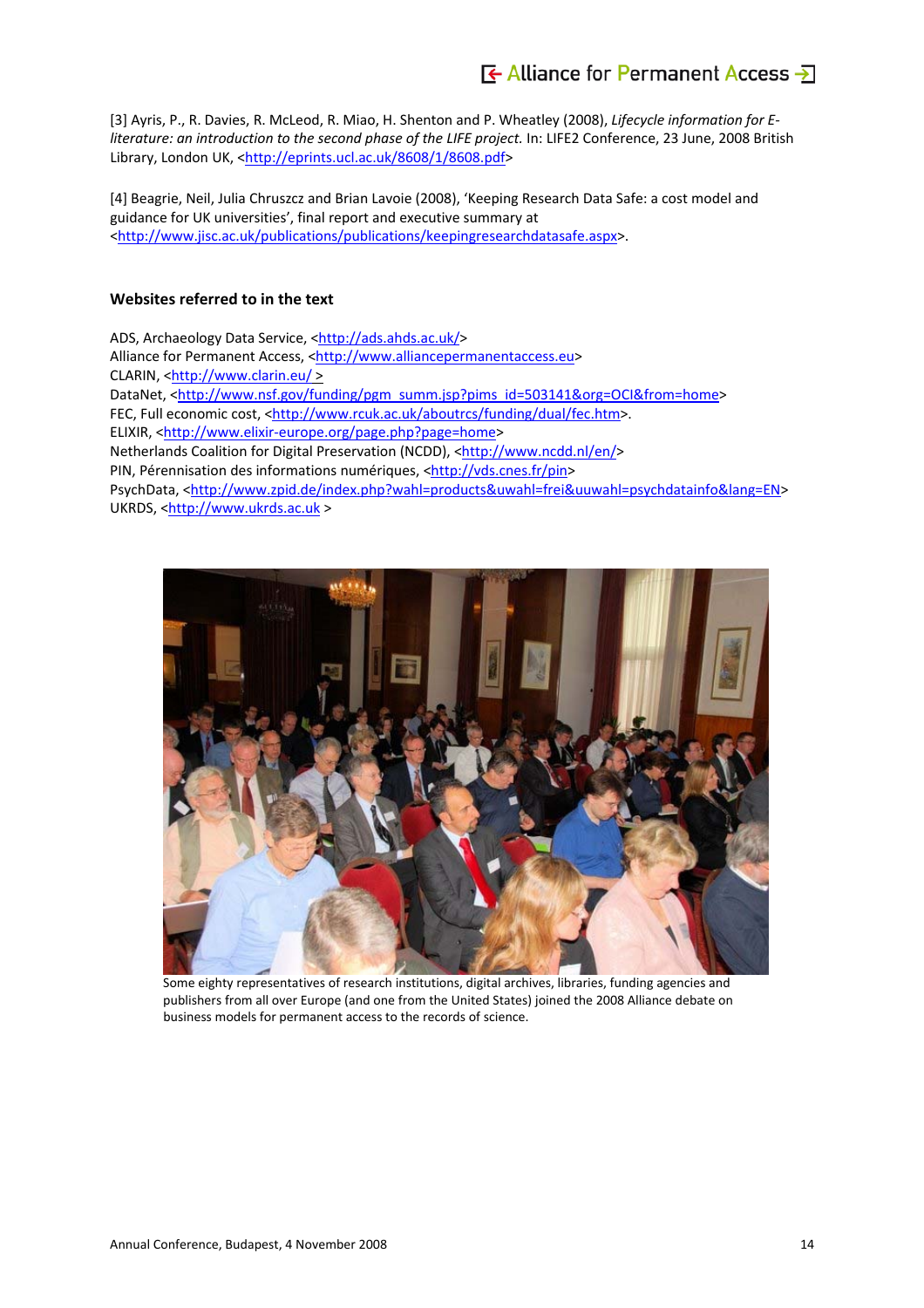[3] Ayris, P., R. Davies, R. McLeod, R. Miao, H. Shenton and P. Wheatley (2008), *Lifecycle information for E-literature: an introduction to the second phase of the LIFE project.* In: LIFE2 Conference, 23 June, 2008 British Library, London UK, <http://eprints.ucl.ac.uk/8608/1/8608.pdf>

[4] Beagrie, Neil, Julia Chruszcz and Brian Lavoie (2008), 'Keeping Research Data Safe: a cost model and guidance for UK universities', final report and executive summary at <http://www.jisc.ac.uk/publications/publications/keepingresearchdatasafe.aspx>.

### Websites referred to in the text

ADS, Archaeology Data Service, <http://ads.ahds.ac.uk/>
Alliance for Permanent Access, <http://www.alliancepermanentaccess.eu>
CLARIN, <http://www.clarin.eu/ >
DataNet, <http://www.nsf.gov/funding/pgm_summ.jsp?pims_id=503141&org=OCI&from=home>
FEC, Full economic cost, <http://www.rcuk.ac.uk/aboutrcs/funding/dual/fec.htm>.
ELIXIR, <http://www.elixir-europe.org/page.php?page=home>
Netherlands Coalition for Digital Preservation (NCDD), <http://www.ncdd.nl/en/>
PIN, Pérennisation des informations numériques, <http://vds.cnes.fr/pin>
PsychData, <http://www.zpid.de/index.php?wahl=products&uwahl=frei&uuwahl=psychdatainfo&lang=EN>
UKRDS, <http://www.ukrds.ac.uk >

Some eighty representatives of research institutions, digital archives, libraries, funding agencies and publishers from all over Europe (and one from the United States) joined the 2008 Alliance debate on business models for permanent access to the records of science.